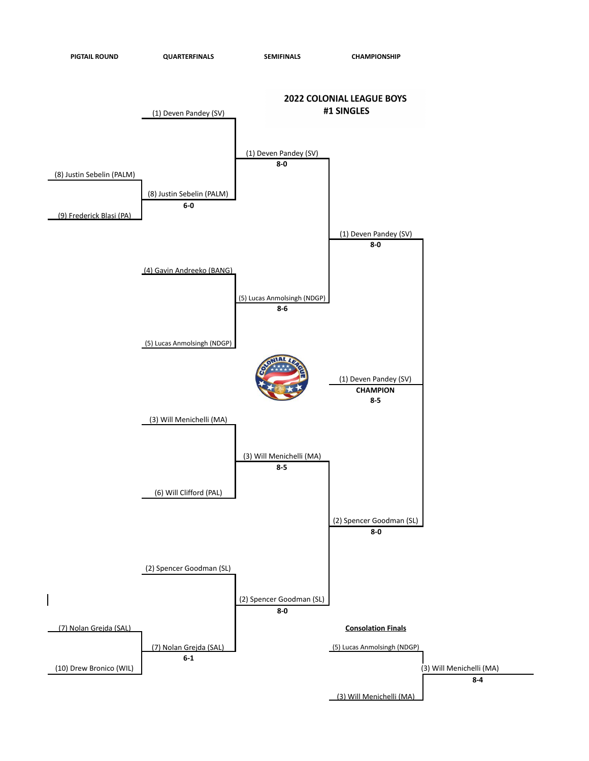# 2022 COLONIAL LEAGUE BOYS
## #1 SINGLES

### PIGTAIL ROUND

- (8) Justin Sebelin (PALM) vs. (9) Frederick Blasi (PA) — Winner: (8) Justin Sebelin (PALM), **6-0**
- (7) Nolan Grejda (SAL) vs. (10) Drew Bronico (WIL) — Winner: (7) Nolan Grejda (SAL), **6-1**

### QUARTERFINALS

- (1) Deven Pandey (SV) vs. (8) Justin Sebelin (PALM) — Winner: (1) Deven Pandey (SV), **8-0**
- (4) Gavin Andreeko (BANG) vs. (5) Lucas Anmolsingh (NDGP) — Winner: (5) Lucas Anmolsingh (NDGP), **8-6**
- (3) Will Menichelli (MA) vs. (6) Will Clifford (PAL) — Winner: (3) Will Menichelli (MA), **8-5**
- (2) Spencer Goodman (SL) vs. (7) Nolan Grejda (SAL) — Winner: (2) Spencer Goodman (SL), **8-0**

### SEMIFINALS

- (1) Deven Pandey (SV) vs. (5) Lucas Anmolsingh (NDGP) — Winner: (1) Deven Pandey (SV), **8-0**
- (3) Will Menichelli (MA) vs. (2) Spencer Goodman (SL) — Winner: (2) Spencer Goodman (SL), **8-0**

### CHAMPIONSHIP

- (1) Deven Pandey (SV) vs. (2) Spencer Goodman (SL)

(1) Deven Pandey (SV)
**CHAMPION**
**8-5**

### Consolation Finals

- (5) Lucas Anmolsingh (NDGP) vs. (3) Will Menichelli (MA) — Winner: (3) Will Menichelli (MA), **8-4**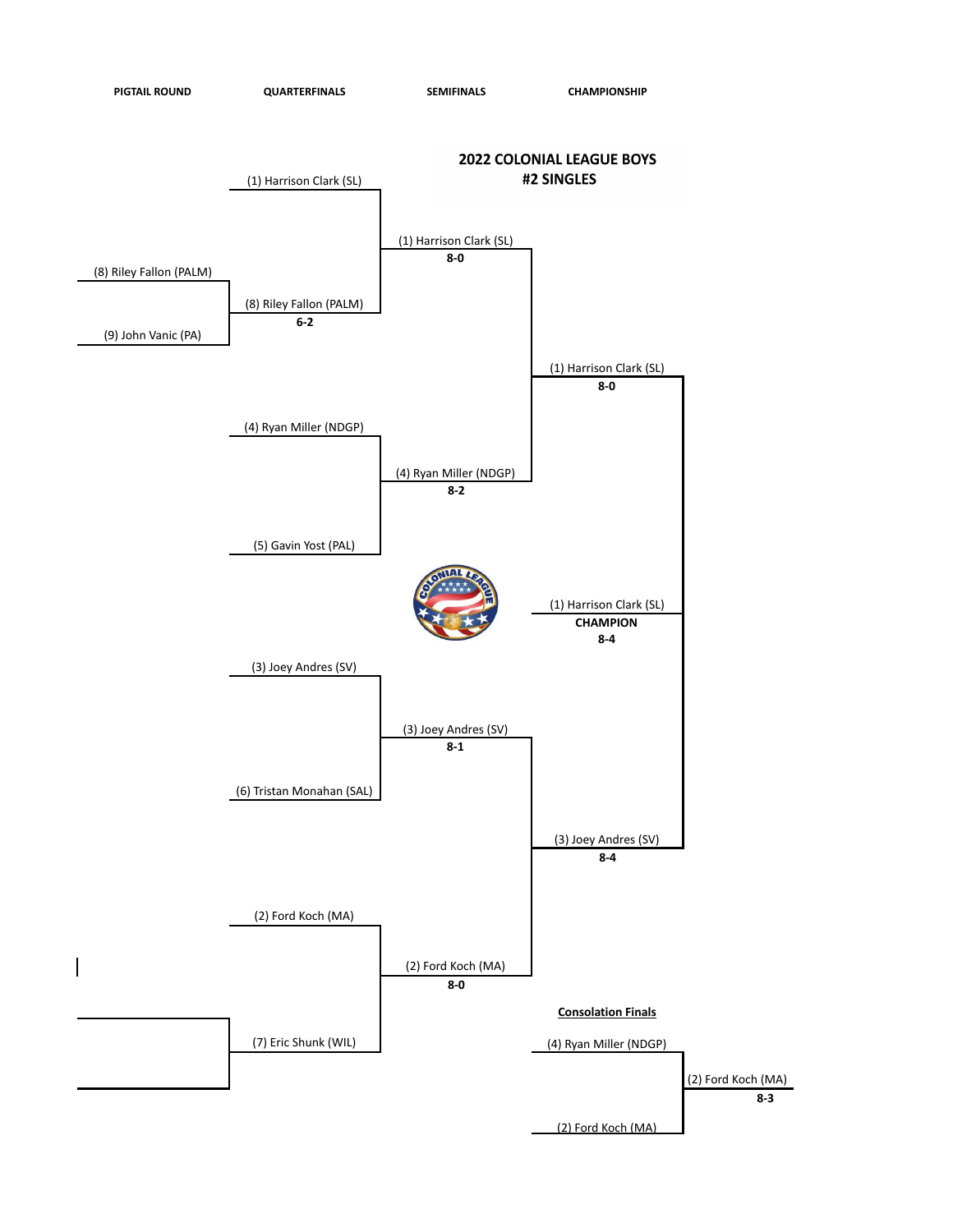# 2022 COLONIAL LEAGUE BOYS #2 SINGLES

**PIGTAIL ROUND**

- (8) Riley Fallon (PALM)
- (9) John Vanic (PA)

**QUARTERFINALS**

- (1) Harrison Clark (SL)
- (8) Riley Fallon (PALM) **6-2**
- (4) Ryan Miller (NDGP)
- (5) Gavin Yost (PAL)
- (3) Joey Andres (SV)
- (6) Tristan Monahan (SAL)
- (2) Ford Koch (MA)
- (7) Eric Shunk (WIL)

**SEMIFINALS**

- (1) Harrison Clark (SL) **8-0**
- (4) Ryan Miller (NDGP) **8-2**
- (3) Joey Andres (SV) **8-1**
- (2) Ford Koch (MA) **8-0**

**CHAMPIONSHIP**

- (1) Harrison Clark (SL) **8-0**
- (3) Joey Andres (SV) **8-4**

(1) Harrison Clark (SL)
**CHAMPION**
**8-4**

**Consolation Finals**

- (4) Ryan Miller (NDGP)
- (2) Ford Koch (MA)

(2) Ford Koch (MA) **8-3**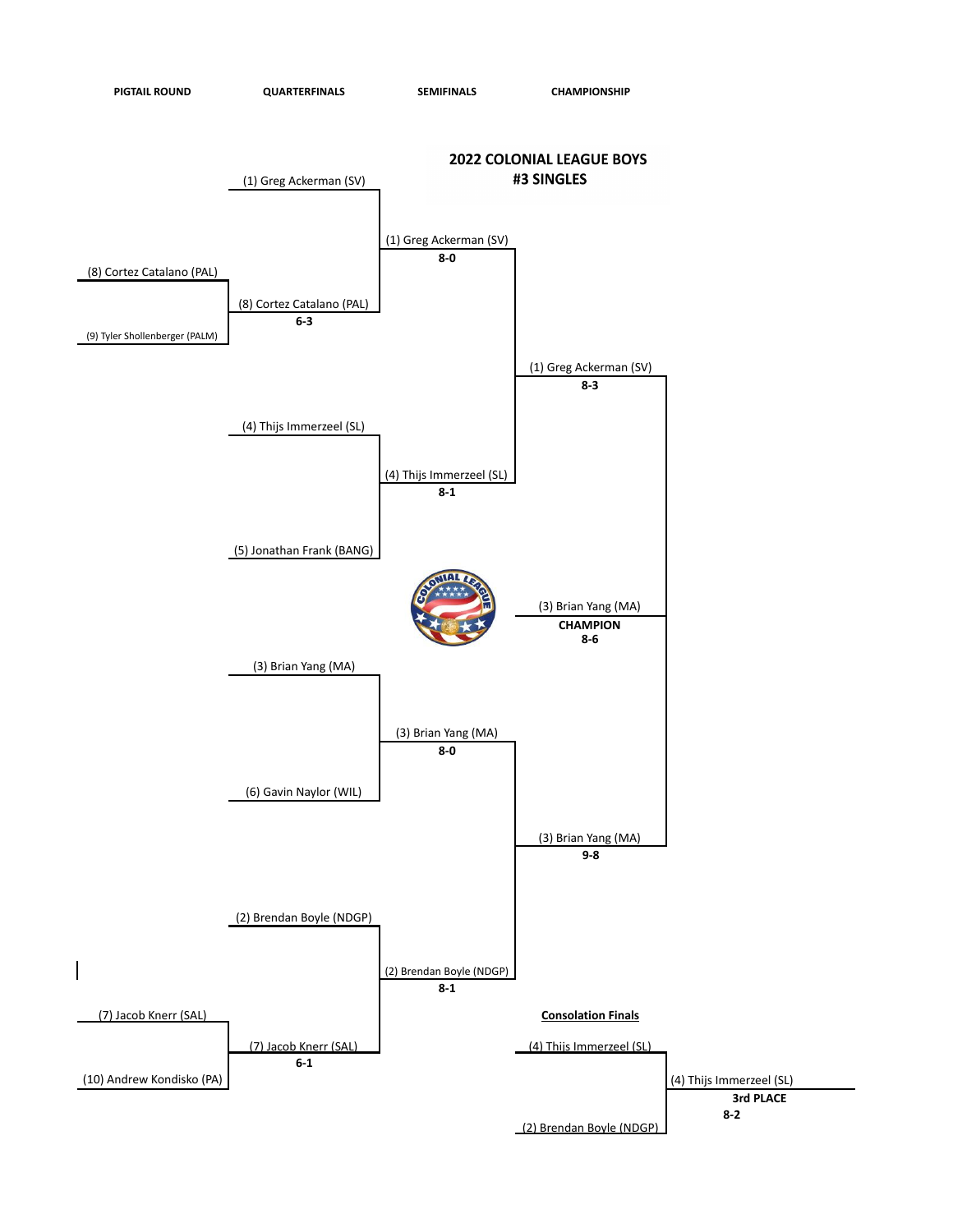# 2022 COLONIAL LEAGUE BOYS #3 SINGLES

**PIGTAIL ROUND**

- (8) Cortez Catalano (PAL)
- (9) Tyler Shollenberger (PALM)
- (7) Jacob Knerr (SAL)
- (10) Andrew Kondisko (PA)

**QUARTERFINALS**

- (1) Greg Ackerman (SV)
- (8) Cortez Catalano (PAL) **6-3**
- (4) Thijs Immerzeel (SL)
- (5) Jonathan Frank (BANG)
- (3) Brian Yang (MA)
- (6) Gavin Naylor (WIL)
- (2) Brendan Boyle (NDGP)
- (7) Jacob Knerr (SAL) **6-1**

**SEMIFINALS**

- (1) Greg Ackerman (SV) **8-0**
- (4) Thijs Immerzeel (SL) **8-1**
- (3) Brian Yang (MA) **8-0**
- (2) Brendan Boyle (NDGP) **8-1**

**CHAMPIONSHIP**

- (1) Greg Ackerman (SV) **8-3**
- (3) Brian Yang (MA) **9-8**

(3) Brian Yang (MA)
**CHAMPION**
**8-6**

**Consolation Finals**

- (4) Thijs Immerzeel (SL)
- (2) Brendan Boyle (NDGP)

(4) Thijs Immerzeel (SL)
**3rd PLACE**
**8-2**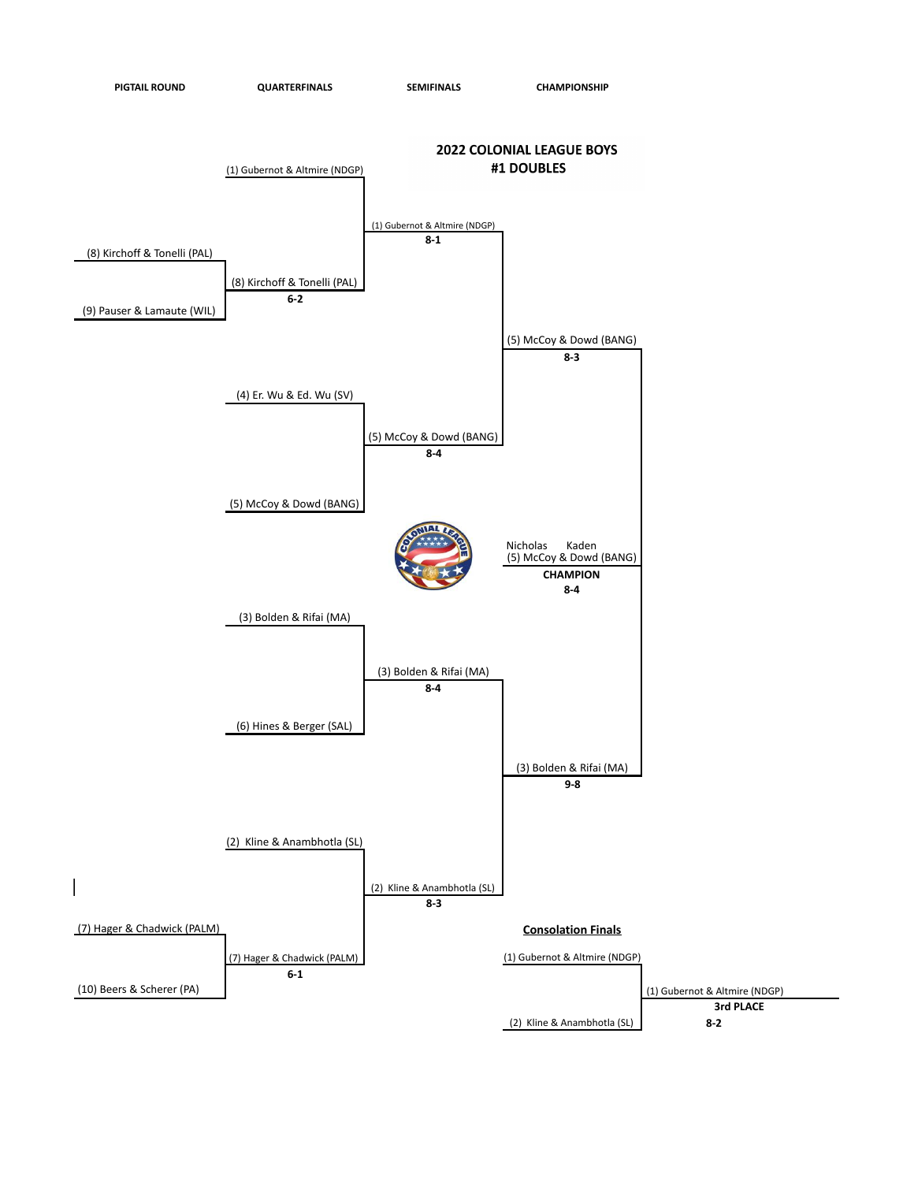# 2022 COLONIAL LEAGUE BOYS #1 DOUBLES

**PIGTAIL ROUND** | **QUARTERFINALS** | **SEMIFINALS** | **CHAMPIONSHIP**

## Pigtail Round

- (8) Kirchoff & Tonelli (PAL) vs. (9) Pauser & Lamaute (WIL) — Winner: (8) Kirchoff & Tonelli (PAL), **6-2**
- (7) Hager & Chadwick (PALM) vs. (10) Beers & Scherer (PA) — Winner: (7) Hager & Chadwick (PALM), **6-1**

## Quarterfinals

- (1) Gubernot & Altmire (NDGP) vs. (8) Kirchoff & Tonelli (PAL) — Winner: (1) Gubernot & Altmire (NDGP), **8-1**
- (4) Er. Wu & Ed. Wu (SV) vs. (5) McCoy & Dowd (BANG) — Winner: (5) McCoy & Dowd (BANG), **8-4**
- (3) Bolden & Rifai (MA) vs. (6) Hines & Berger (SAL) — Winner: (3) Bolden & Rifai (MA), **8-4**
- (2) Kline & Anambhotla (SL) vs. (7) Hager & Chadwick (PALM) — Winner: (2) Kline & Anambhotla (SL), **8-3**

## Semifinals

- (1) Gubernot & Altmire (NDGP) vs. (5) McCoy & Dowd (BANG) — Winner: (5) McCoy & Dowd (BANG), **8-3**
- (3) Bolden & Rifai (MA) vs. (2) Kline & Anambhotla (SL) — Winner: (3) Bolden & Rifai (MA), **9-8**

## Championship

- (5) McCoy & Dowd (BANG) vs. (3) Bolden & Rifai (MA)

Nicholas Kaden
(5) McCoy & Dowd (BANG)
**CHAMPION**
**8-4**

## Consolation Finals

- (1) Gubernot & Altmire (NDGP) vs. (2) Kline & Anambhotla (SL)

(1) Gubernot & Altmire (NDGP)
**3rd PLACE**
**8-2**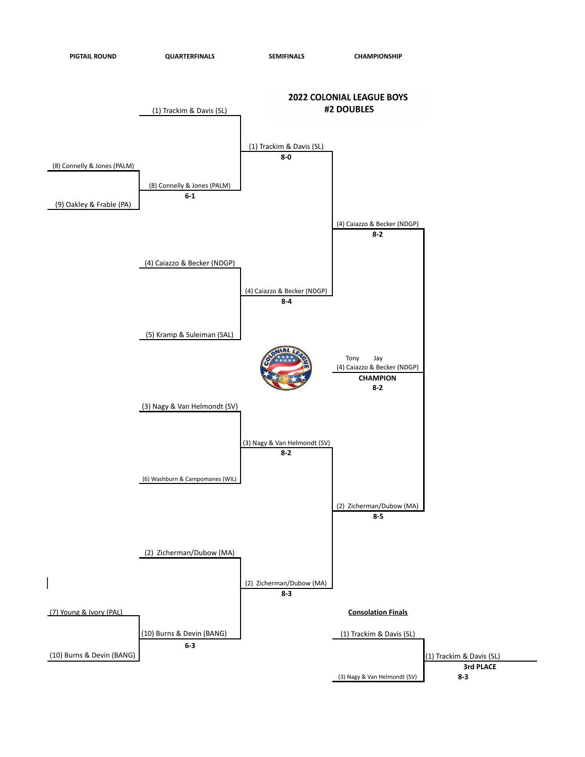# 2022 COLONIAL LEAGUE BOYS #2 DOUBLES

## PIGTAIL ROUND

- (8) Connelly & Jones (PALM)
- (9) Oakley & Frable (PA)
- (7) Young & Ivory (PAL)
- (10) Burns & Devin (BANG)

## QUARTERFINALS

- (1) Trackim & Davis (SL)
- (8) Connelly & Jones (PALM) **6-1**
- (4) Caiazzo & Becker (NDGP)
- (5) Kramp & Suleiman (SAL)
- (3) Nagy & Van Helmondt (SV)
- (6) Washburn & Campomanes (WIL)
- (2) Zicherman/Dubow (MA)
- (10) Burns & Devin (BANG) **6-3**

## SEMIFINALS

- (1) Trackim & Davis (SL) **8-0**
- (4) Caiazzo & Becker (NDGP) **8-4**
- (3) Nagy & Van Helmondt (SV) **8-2**
- (2) Zicherman/Dubow (MA) **8-3**

## CHAMPIONSHIP

- (4) Caiazzo & Becker (NDGP) **8-2**
- (2) Zicherman/Dubow (MA) **8-5**

Tony Jay
(4) Caiazzo & Becker (NDGP)
**CHAMPION**
**8-2**

## Consolation Finals

- (1) Trackim & Davis (SL)
- (3) Nagy & Van Helmondt (SV)

(1) Trackim & Davis (SL)
**3rd PLACE**
**8-3**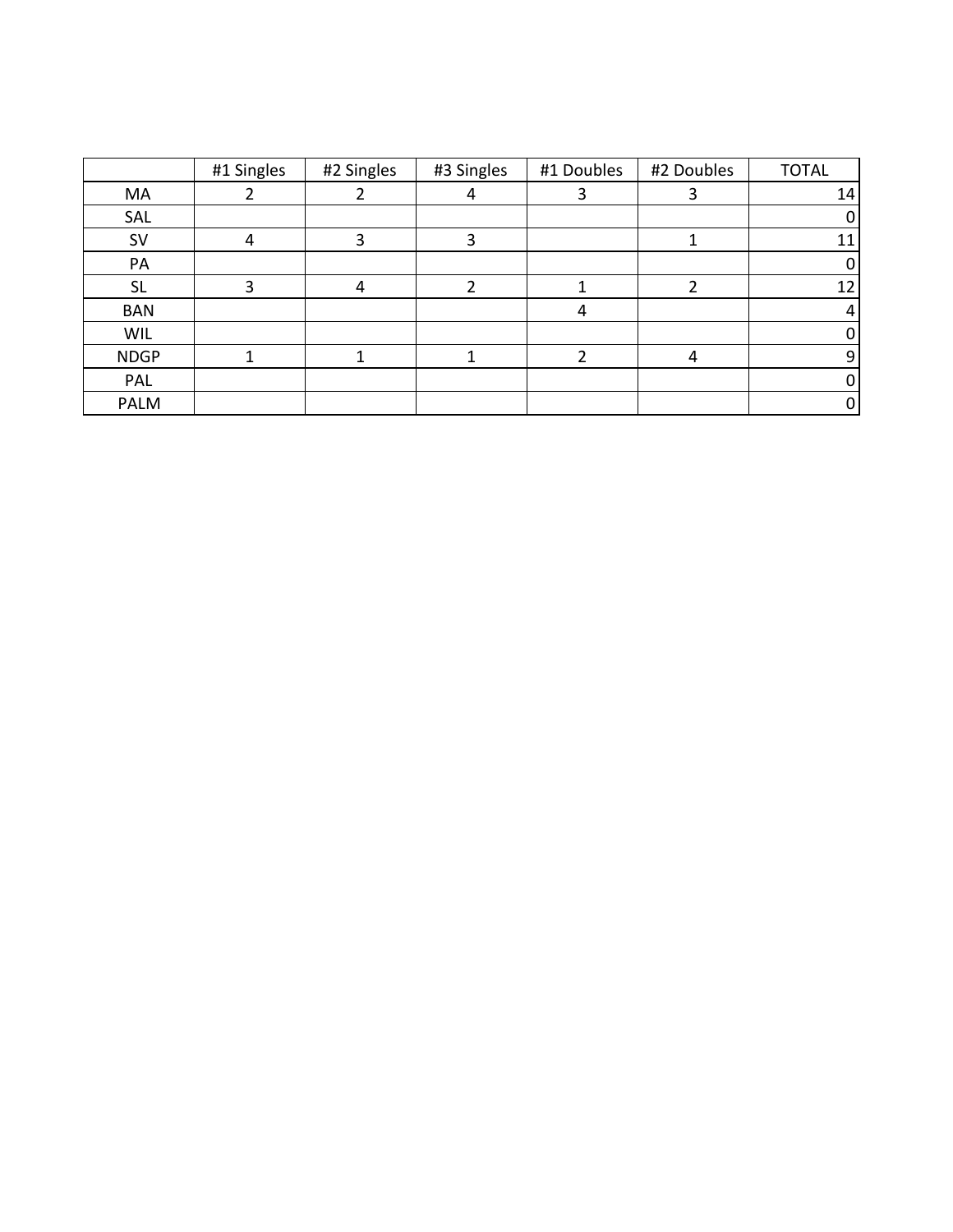| | #1 Singles | #2 Singles | #3 Singles | #1 Doubles | #2 Doubles | TOTAL |
|---|---|---|---|---|---|---|
| MA | 2 | 2 | 4 | 3 | 3 | 14 |
| SAL | | | | | | 0 |
| SV | 4 | 3 | 3 | | 1 | 11 |
| PA | | | | | | 0 |
| SL | 3 | 4 | 2 | 1 | 2 | 12 |
| BAN | | | | 4 | | 4 |
| WIL | | | | | | 0 |
| NDGP | 1 | 1 | 1 | 2 | 4 | 9 |
| PAL | | | | | | 0 |
| PALM | | | | | | 0 |